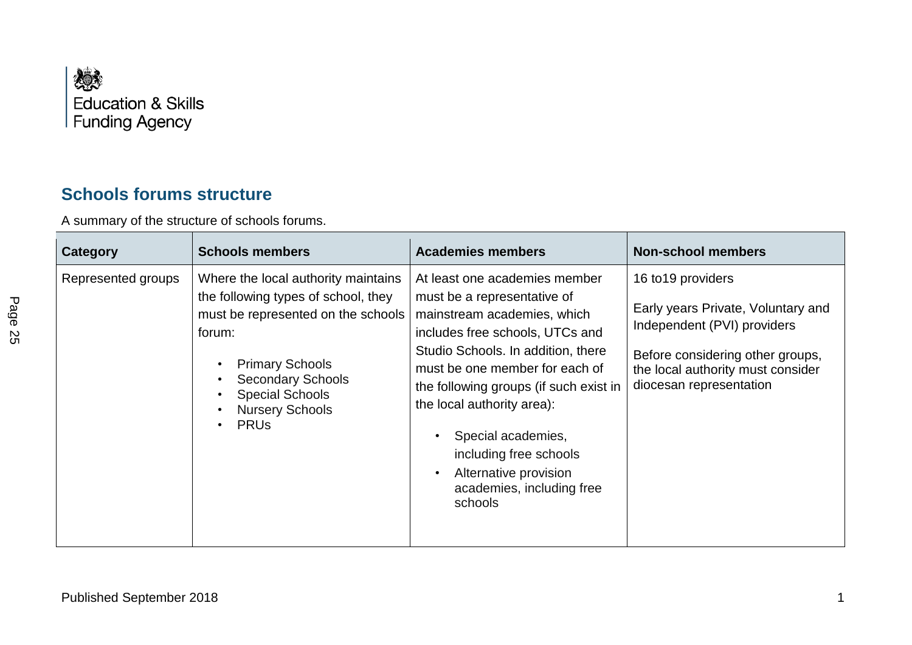Education & Skills Funding Agency

## Schools forums structure

A summary of the structure of schools forums.

| Category | Schools members | Academies members | Non-school members |
|---|---|---|---|
| Represented groups | Where the local authority maintains the following types of school, they must be represented on the schools forum:<br>• Primary Schools<br>• Secondary Schools<br>• Special Schools<br>• Nursery Schools<br>• PRUs | At least one academies member must be a representative of mainstream academies, which includes free schools, UTCs and Studio Schools. In addition, there must be one member for each of the following groups (if such exist in the local authority area):<br>• Special academies, including free schools<br>• Alternative provision academies, including free schools | 16 to19 providers<br><br>Early years Private, Voluntary and Independent (PVI) providers<br><br>Before considering other groups, the local authority must consider diocesan representation |

Published September 2018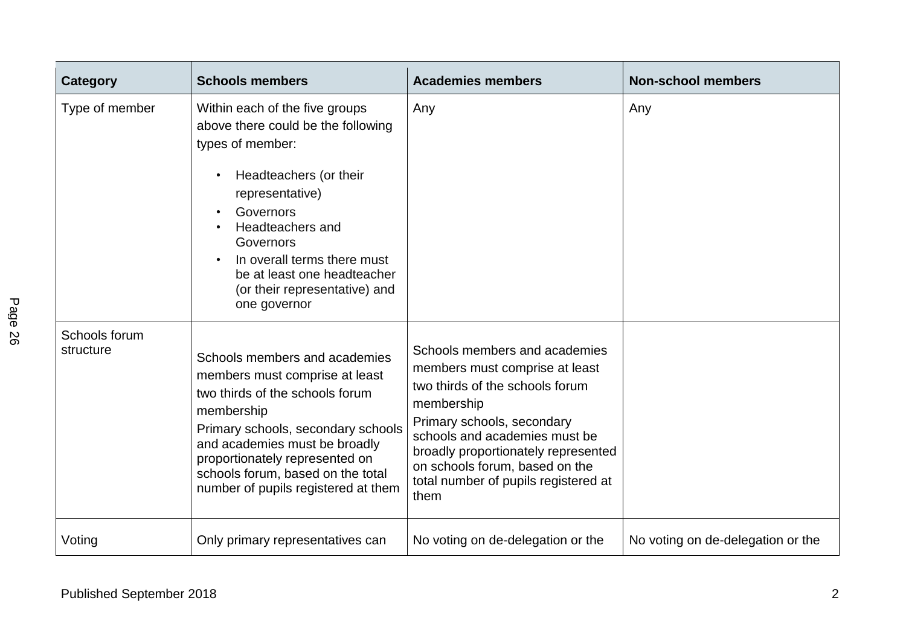| Category | Schools members | Academies members | Non-school members |
| --- | --- | --- | --- |
| Type of member | Within each of the five groups above there could be the following types of member: <br>• Headteachers (or their representative) <br>• Governors <br>• Headteachers and Governors <br>• In overall terms there must be at least one headteacher (or their representative) and one governor | Any | Any |
| Schools forum structure | Schools members and academies members must comprise at least two thirds of the schools forum membership <br>Primary schools, secondary schools and academies must be broadly proportionately represented on schools forum, based on the total number of pupils registered at them | Schools members and academies members must comprise at least two thirds of the schools forum membership <br>Primary schools, secondary schools and academies must be broadly proportionately represented on schools forum, based on the total number of pupils registered at them | |
| Voting | Only primary representatives can | No voting on de-delegation or the | No voting on de-delegation or the |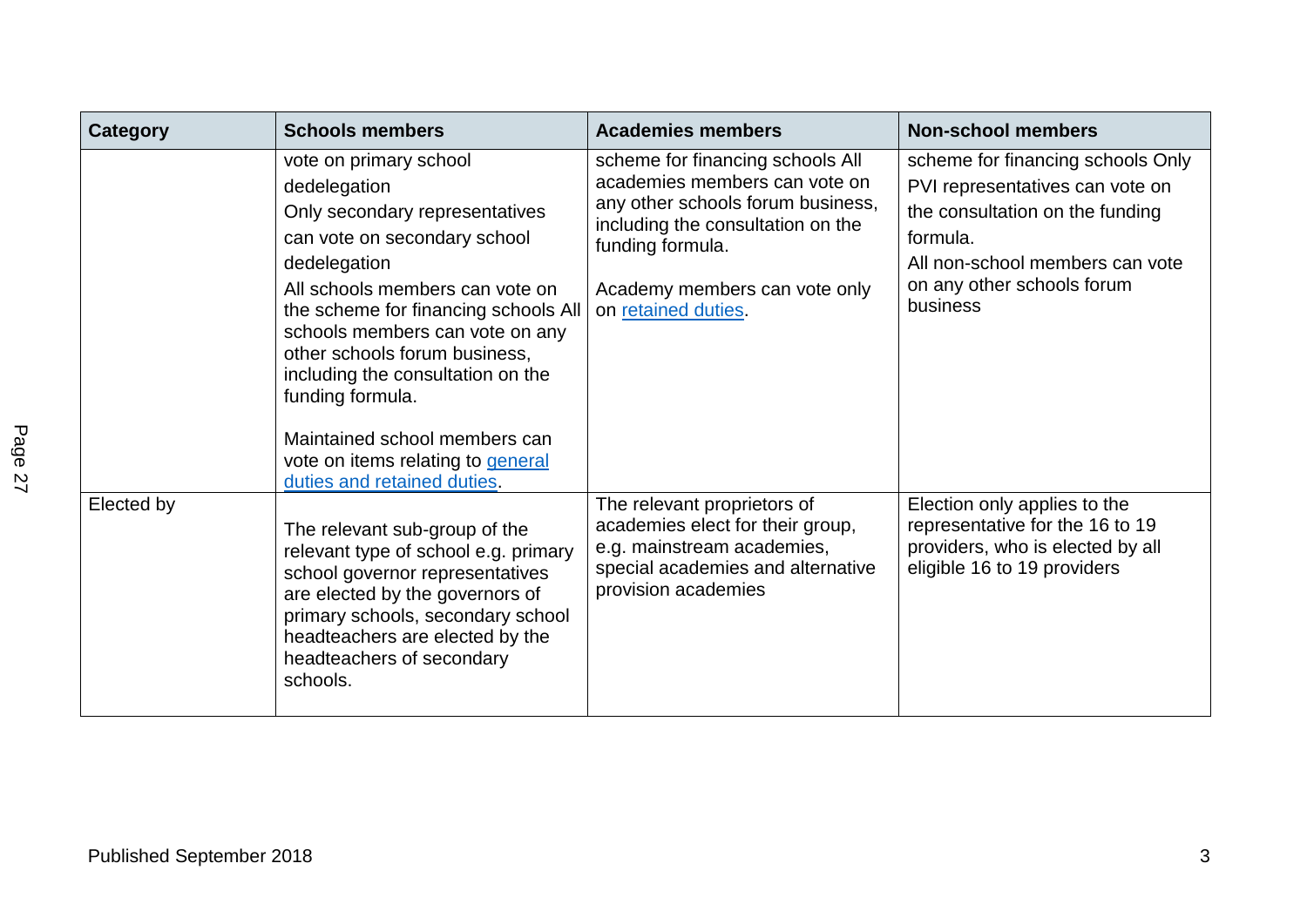| Category | Schools members | Academies members | Non-school members |
|---|---|---|---|
| | vote on primary school dedelegation Only secondary representatives can vote on secondary school dedelegation All schools members can vote on the scheme for financing schools All schools members can vote on any other schools forum business, including the consultation on the funding formula. Maintained school members can vote on items relating to general duties and retained duties. | scheme for financing schools All academies members can vote on any other schools forum business, including the consultation on the funding formula. Academy members can vote only on retained duties. | scheme for financing schools Only PVI representatives can vote on the consultation on the funding formula. All non-school members can vote on any other schools forum business |
| Elected by | The relevant sub-group of the relevant type of school e.g. primary school governor representatives are elected by the governors of primary schools, secondary school headteachers are elected by the headteachers of secondary schools. | The relevant proprietors of academies elect for their group, e.g. mainstream academies, special academies and alternative provision academies | Election only applies to the representative for the 16 to 19 providers, who is elected by all eligible 16 to 19 providers |

Published September 2018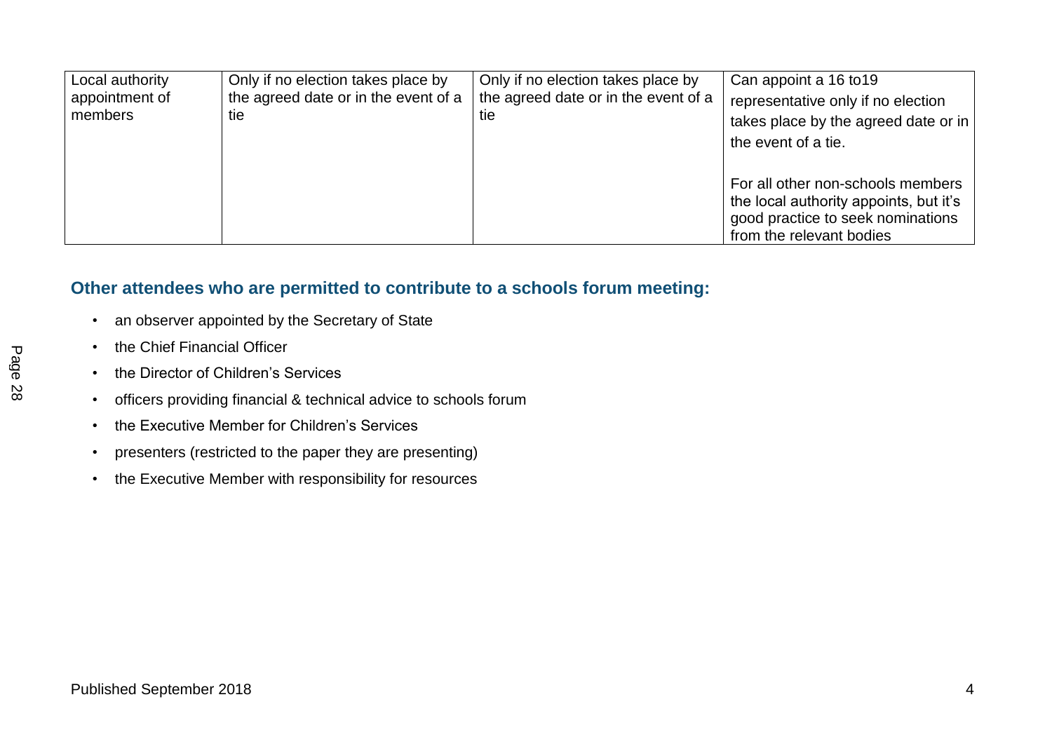| | | | |
|---|---|---|---|
| Local authority appointment of members | Only if no election takes place by the agreed date or in the event of a tie | Only if no election takes place by the agreed date or in the event of a tie | Can appoint a 16 to19 representative only if no election takes place by the agreed date or in the event of a tie.<br><br>For all other non-schools members the local authority appoints, but it's good practice to seek nominations from the relevant bodies |

## Other attendees who are permitted to contribute to a schools forum meeting:

- an observer appointed by the Secretary of State
- the Chief Financial Officer
- the Director of Children's Services
- officers providing financial & technical advice to schools forum
- the Executive Member for Children's Services
- presenters (restricted to the paper they are presenting)
- the Executive Member with responsibility for resources

Published September 2018